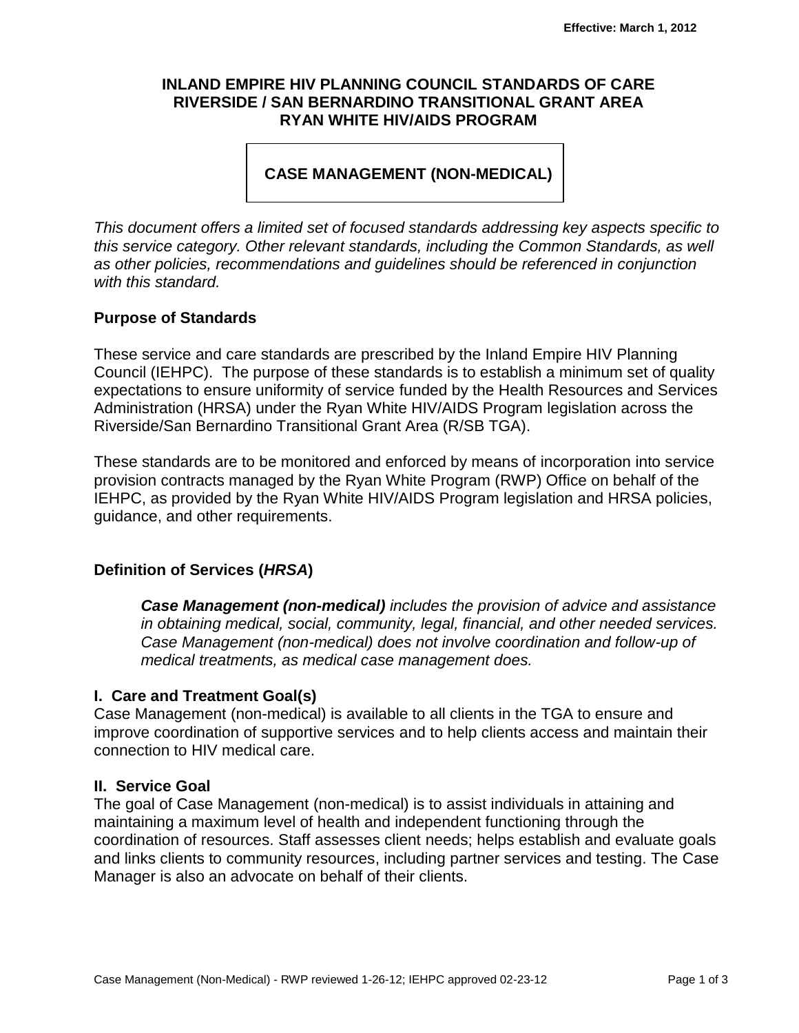Effective: March 1, 2012

# INLAND EMPIRE HIV PLANNING COUNCIL STANDARDS OF CARE
# RIVERSIDE / SAN BERNARDINO TRANSITIONAL GRANT AREA
# RYAN WHITE HIV/AIDS PROGRAM

## CASE MANAGEMENT (NON-MEDICAL)

*This document offers a limited set of focused standards addressing key aspects specific to this service category. Other relevant standards, including the Common Standards, as well as other policies, recommendations and guidelines should be referenced in conjunction with this standard.*

### Purpose of Standards

These service and care standards are prescribed by the Inland Empire HIV Planning Council (IEHPC). The purpose of these standards is to establish a minimum set of quality expectations to ensure uniformity of service funded by the Health Resources and Services Administration (HRSA) under the Ryan White HIV/AIDS Program legislation across the Riverside/San Bernardino Transitional Grant Area (R/SB TGA).

These standards are to be monitored and enforced by means of incorporation into service provision contracts managed by the Ryan White Program (RWP) Office on behalf of the IEHPC, as provided by the Ryan White HIV/AIDS Program legislation and HRSA policies, guidance, and other requirements.

### Definition of Services (*HRSA*)

> ***Case Management (non-medical)*** *includes the provision of advice and assistance in obtaining medical, social, community, legal, financial, and other needed services. Case Management (non-medical) does not involve coordination and follow-up of medical treatments, as medical case management does.*

### I. Care and Treatment Goal(s)

Case Management (non-medical) is available to all clients in the TGA to ensure and improve coordination of supportive services and to help clients access and maintain their connection to HIV medical care.

### II. Service Goal

The goal of Case Management (non-medical) is to assist individuals in attaining and maintaining a maximum level of health and independent functioning through the coordination of resources. Staff assesses client needs; helps establish and evaluate goals and links clients to community resources, including partner services and testing. The Case Manager is also an advocate on behalf of their clients.

Case Management (Non-Medical) - RWP reviewed 1-26-12; IEHPC approved 02-23-12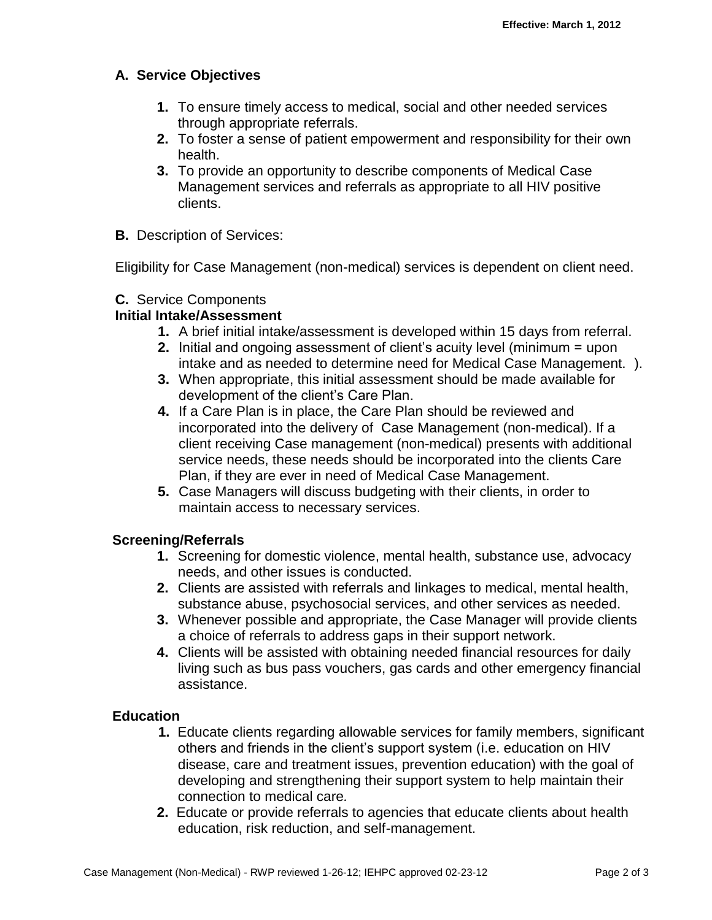## A. Service Objectives

1. To ensure timely access to medical, social and other needed services through appropriate referrals.
2. To foster a sense of patient empowerment and responsibility for their own health.
3. To provide an opportunity to describe components of Medical Case Management services and referrals as appropriate to all HIV positive clients.

**B.** Description of Services:

Eligibility for Case Management (non-medical) services is dependent on client need.

**C.** Service Components

**Initial Intake/Assessment**

1. A brief initial intake/assessment is developed within 15 days from referral.
2. Initial and ongoing assessment of client's acuity level (minimum = upon intake and as needed to determine need for Medical Case Management. ).
3. When appropriate, this initial assessment should be made available for development of the client's Care Plan.
4. If a Care Plan is in place, the Care Plan should be reviewed and incorporated into the delivery of Case Management (non-medical). If a client receiving Case management (non-medical) presents with additional service needs, these needs should be incorporated into the clients Care Plan, if they are ever in need of Medical Case Management.
5. Case Managers will discuss budgeting with their clients, in order to maintain access to necessary services.

**Screening/Referrals**

1. Screening for domestic violence, mental health, substance use, advocacy needs, and other issues is conducted.
2. Clients are assisted with referrals and linkages to medical, mental health, substance abuse, psychosocial services, and other services as needed.
3. Whenever possible and appropriate, the Case Manager will provide clients a choice of referrals to address gaps in their support network.
4. Clients will be assisted with obtaining needed financial resources for daily living such as bus pass vouchers, gas cards and other emergency financial assistance.

**Education**

1. Educate clients regarding allowable services for family members, significant others and friends in the client's support system (i.e. education on HIV disease, care and treatment issues, prevention education) with the goal of developing and strengthening their support system to help maintain their connection to medical care.
2. Educate or provide referrals to agencies that educate clients about health education, risk reduction, and self-management.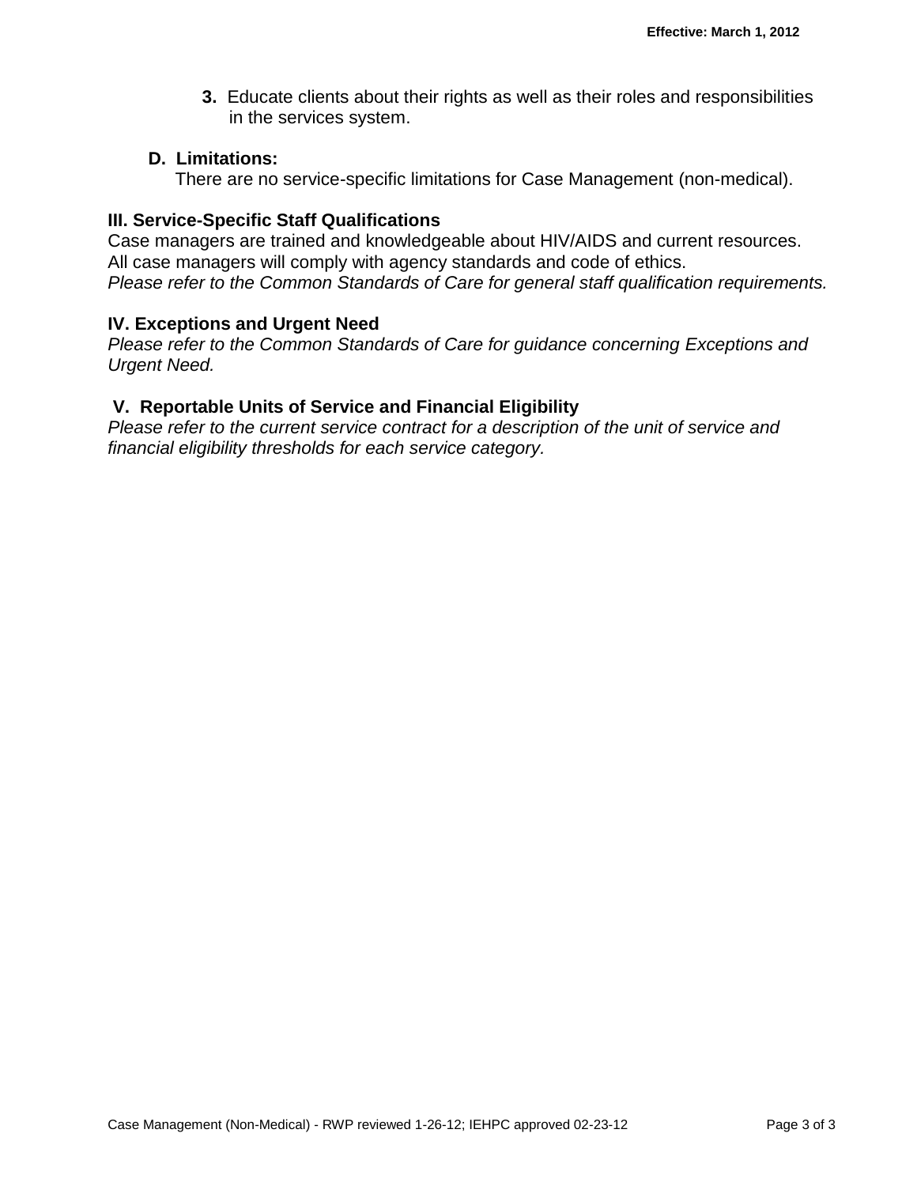3. Educate clients about their rights as well as their roles and responsibilities in the services system.

**D. Limitations:**

There are no service-specific limitations for Case Management (non-medical).

### III. Service-Specific Staff Qualifications

Case managers are trained and knowledgeable about HIV/AIDS and current resources. All case managers will comply with agency standards and code of ethics.

*Please refer to the Common Standards of Care for general staff qualification requirements.*

### IV. Exceptions and Urgent Need

*Please refer to the Common Standards of Care for guidance concerning Exceptions and Urgent Need.*

### V. Reportable Units of Service and Financial Eligibility

*Please refer to the current service contract for a description of the unit of service and financial eligibility thresholds for each service category.*